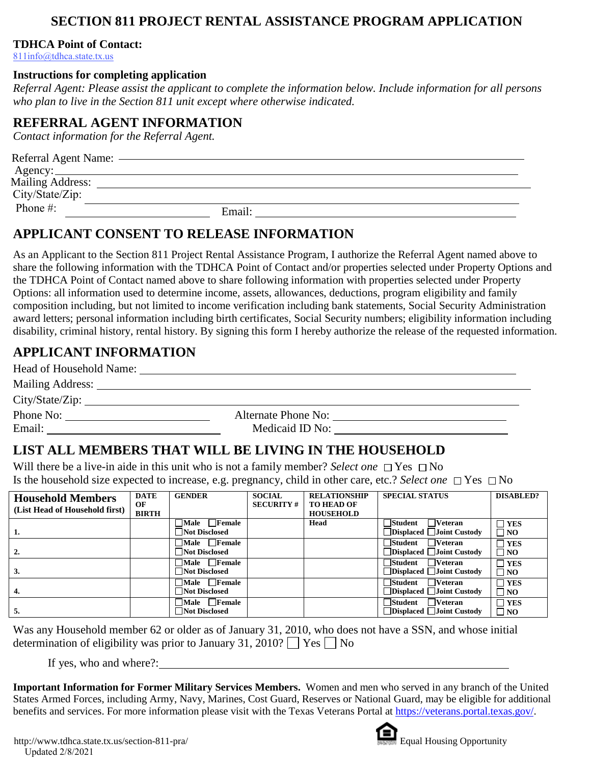# SECTION 811 PROJECT RENTAL ASSISTANCE PROGRAM APPLICATION

**TDHCA Point of Contact:**
811info@tdhca.state.tx.us

**Instructions for completing application**

*Referral Agent: Please assist the applicant to complete the information below. Include information for all persons who plan to live in the Section 811 unit except where otherwise indicated.*

## REFERRAL AGENT INFORMATION

*Contact information for the Referral Agent.*

Referral Agent Name: ______________________________

Agency: ______________________________

Mailing Address: ______________________________

City/State/Zip: ______________________________

Phone #: ______________________ Email: ______________________________

## APPLICANT CONSENT TO RELEASE INFORMATION

As an Applicant to the Section 811 Project Rental Assistance Program, I authorize the Referral Agent named above to share the following information with the TDHCA Point of Contact and/or properties selected under Property Options and the TDHCA Point of Contact named above to share following information with properties selected under Property Options: all information used to determine income, assets, allowances, deductions, program eligibility and family composition including, but not limited to income verification including bank statements, Social Security Administration award letters; personal information including birth certificates, Social Security numbers; eligibility information including disability, criminal history, rental history. By signing this form I hereby authorize the release of the requested information.

## APPLICANT INFORMATION

Head of Household Name: ______________________________

Mailing Address: ______________________________

City/State/Zip: ______________________________

Phone No: ______________________ Alternate Phone No: ______________________

Email: ______________________ Medicaid ID No: ______________________

## LIST ALL MEMBERS THAT WILL BE LIVING IN THE HOUSEHOLD

Will there be a live-in aide in this unit who is not a family member? *Select one* ☐ Yes ☐ No

Is the household size expected to increase, e.g. pregnancy, child in other care, etc.? *Select one* ☐ Yes ☐ No

| Household Members (List Head of Household first) | DATE OF BIRTH | GENDER | SOCIAL SECURITY # | RELATIONSHIP TO HEAD OF HOUSEHOLD | SPECIAL STATUS | DISABLED? |
|---|---|---|---|---|---|---|
| 1. | | ☐Male ☐Female ☐Not Disclosed | | Head | ☐Student ☐Veteran ☐Displaced ☐Joint Custody | ☐ YES ☐ NO |
| 2. | | ☐Male ☐Female ☐Not Disclosed | | | ☐Student ☐Veteran ☐Displaced ☐Joint Custody | ☐ YES ☐ NO |
| 3. | | ☐Male ☐Female ☐Not Disclosed | | | ☐Student ☐Veteran ☐Displaced ☐Joint Custody | ☐ YES ☐ NO |
| 4. | | ☐Male ☐Female ☐Not Disclosed | | | ☐Student ☐Veteran ☐Displaced ☐Joint Custody | ☐ YES ☐ NO |
| 5. | | ☐Male ☐Female ☐Not Disclosed | | | ☐Student ☐Veteran ☐Displaced ☐Joint Custody | ☐ YES ☐ NO |

Was any Household member 62 or older as of January 31, 2010, who does not have a SSN, and whose initial determination of eligibility was prior to January 31, 2010? ☐ Yes ☐ No

If yes, who and where?: ______________________________

**Important Information for Former Military Services Members.** Women and men who served in any branch of the United States Armed Forces, including Army, Navy, Marines, Cost Guard, Reserves or National Guard, may be eligible for additional benefits and services. For more information please visit with the Texas Veterans Portal at https://veterans.portal.texas.gov/.

http://www.tdhca.state.tx.us/section-811-pra/
Updated 2/8/2021

Equal Housing Opportunity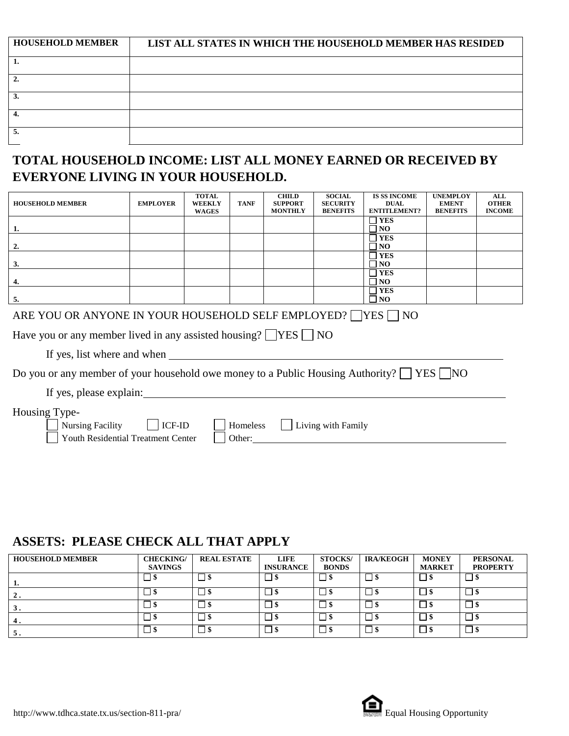| HOUSEHOLD MEMBER | LIST ALL STATES IN WHICH THE HOUSEHOLD MEMBER HAS RESIDED |
|---|---|
| 1. | |
| 2. | |
| 3. | |
| 4. | |
| 5. | |

## TOTAL HOUSEHOLD INCOME: LIST ALL MONEY EARNED OR RECEIVED BY EVERYONE LIVING IN YOUR HOUSEHOLD.

| HOUSEHOLD MEMBER | EMPLOYER | TOTAL WEEKLY WAGES | TANF | CHILD SUPPORT MONTHLY | SOCIAL SECURITY BENEFITS | IS SS INCOME DUAL ENTITLEMENT? | UNEMPLOYEMENT BENEFITS | ALL OTHER INCOME |
|---|---|---|---|---|---|---|---|---|
| 1. | | | | | | ☐ YES ☐ NO | | |
| 2. | | | | | | ☐ YES ☐ NO | | |
| 3. | | | | | | ☐ YES ☐ NO | | |
| 4. | | | | | | ☐ YES ☐ NO | | |
| 5. | | | | | | ☐ YES ☐ NO | | |

ARE YOU OR ANYONE IN YOUR HOUSEHOLD SELF EMPLOYED? ☐ YES ☐ NO

Have you or any member lived in any assisted housing? ☐ YES ☐ NO

If yes, list where and when ______________________________

Do you or any member of your household owe money to a Public Housing Authority? ☐ YES ☐ NO

If yes, please explain: ______________________________

Housing Type-

☐ Nursing Facility ☐ ICF-ID ☐ Homeless ☐ Living with Family

☐ Youth Residential Treatment Center ☐ Other: ______________________________

## ASSETS: PLEASE CHECK ALL THAT APPLY

| HOUSEHOLD MEMBER | CHECKING/ SAVINGS | REAL ESTATE | LIFE INSURANCE | STOCKS/ BONDS | IRA/KEOGH | MONEY MARKET | PERSONAL PROPERTY |
|---|---|---|---|---|---|---|---|
| 1. | ☐ $ | ☐ $ | ☐ $ | ☐ $ | ☐ $ | ☐ $ | ☐ $ |
| 2 . | ☐ $ | ☐ $ | ☐ $ | ☐ $ | ☐ $ | ☐ $ | ☐ $ |
| 3 . | ☐ $ | ☐ $ | ☐ $ | ☐ $ | ☐ $ | ☐ $ | ☐ $ |
| 4 . | ☐ $ | ☐ $ | ☐ $ | ☐ $ | ☐ $ | ☐ $ | ☐ $ |
| 5 . | ☐ $ | ☐ $ | ☐ $ | ☐ $ | ☐ $ | ☐ $ | ☐ $ |

http://www.tdhca.state.tx.us/section-811-pra/ Equal Housing Opportunity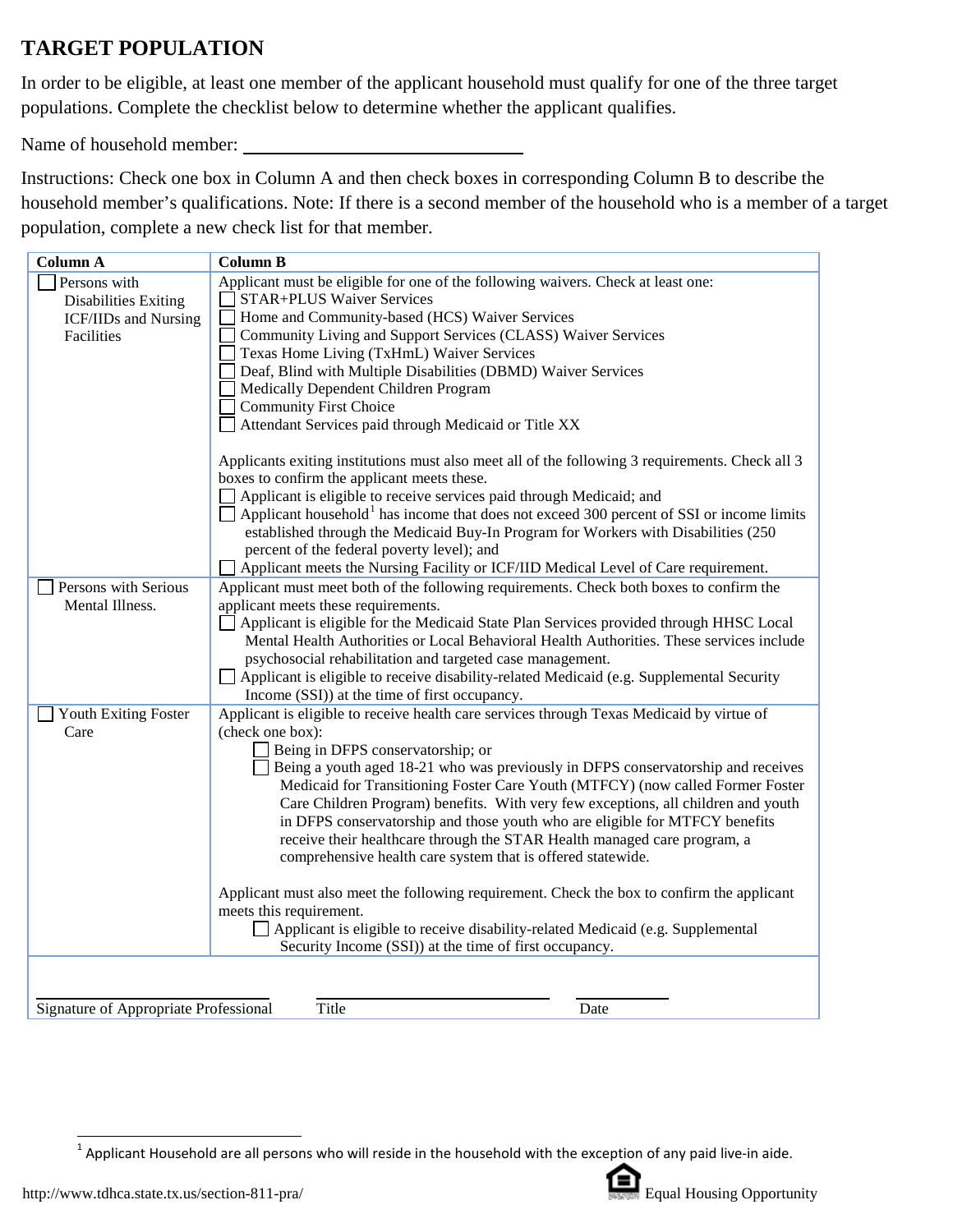# TARGET POPULATION

In order to be eligible, at least one member of the applicant household must qualify for one of the three target populations. Complete the checklist below to determine whether the applicant qualifies.

Name of household member: ______________________________

Instructions: Check one box in Column A and then check boxes in corresponding Column B to describe the household member's qualifications. Note: If there is a second member of the household who is a member of a target population, complete a new check list for that member.

| Column A | Column B |
|---|---|
| ☐ Persons with Disabilities Exiting ICF/IIDs and Nursing Facilities | Applicant must be eligible for one of the following waivers. Check at least one:<br>☐ STAR+PLUS Waiver Services<br>☐ Home and Community-based (HCS) Waiver Services<br>☐ Community Living and Support Services (CLASS) Waiver Services<br>☐ Texas Home Living (TxHmL) Waiver Services<br>☐ Deaf, Blind with Multiple Disabilities (DBMD) Waiver Services<br>☐ Medically Dependent Children Program<br>☐ Community First Choice<br>☐ Attendant Services paid through Medicaid or Title XX<br><br>Applicants exiting institutions must also meet all of the following 3 requirements. Check all 3 boxes to confirm the applicant meets these.<br>☐ Applicant is eligible to receive services paid through Medicaid; and<br>☐ Applicant household[1] has income that does not exceed 300 percent of SSI or income limits established through the Medicaid Buy-In Program for Workers with Disabilities (250 percent of the federal poverty level); and<br>☐ Applicant meets the Nursing Facility or ICF/IID Medical Level of Care requirement. |
| ☐ Persons with Serious Mental Illness. | Applicant must meet both of the following requirements. Check both boxes to confirm the applicant meets these requirements.<br>☐ Applicant is eligible for the Medicaid State Plan Services provided through HHSC Local Mental Health Authorities or Local Behavioral Health Authorities. These services include psychosocial rehabilitation and targeted case management.<br>☐ Applicant is eligible to receive disability-related Medicaid (e.g. Supplemental Security Income (SSI)) at the time of first occupancy. |
| ☐ Youth Exiting Foster Care | Applicant is eligible to receive health care services through Texas Medicaid by virtue of (check one box):<br>☐ Being in DFPS conservatorship; or<br>☐ Being a youth aged 18-21 who was previously in DFPS conservatorship and receives Medicaid for Transitioning Foster Care Youth (MTFCY) (now called Former Foster Care Children Program) benefits. With very few exceptions, all children and youth in DFPS conservatorship and those youth who are eligible for MTFCY benefits receive their healthcare through the STAR Health managed care program, a comprehensive health care system that is offered statewide.<br><br>Applicant must also meet the following requirement. Check the box to confirm the applicant meets this requirement.<br>☐ Applicant is eligible to receive disability-related Medicaid (e.g. Supplemental Security Income (SSI)) at the time of first occupancy. |

______________________________ ______________________________ ______________

Signature of Appropriate Professional Title Date

[1] Applicant Household are all persons who will reside in the household with the exception of any paid live-in aide.

http://www.tdhca.state.tx.us/section-811-pra/ Equal Housing Opportunity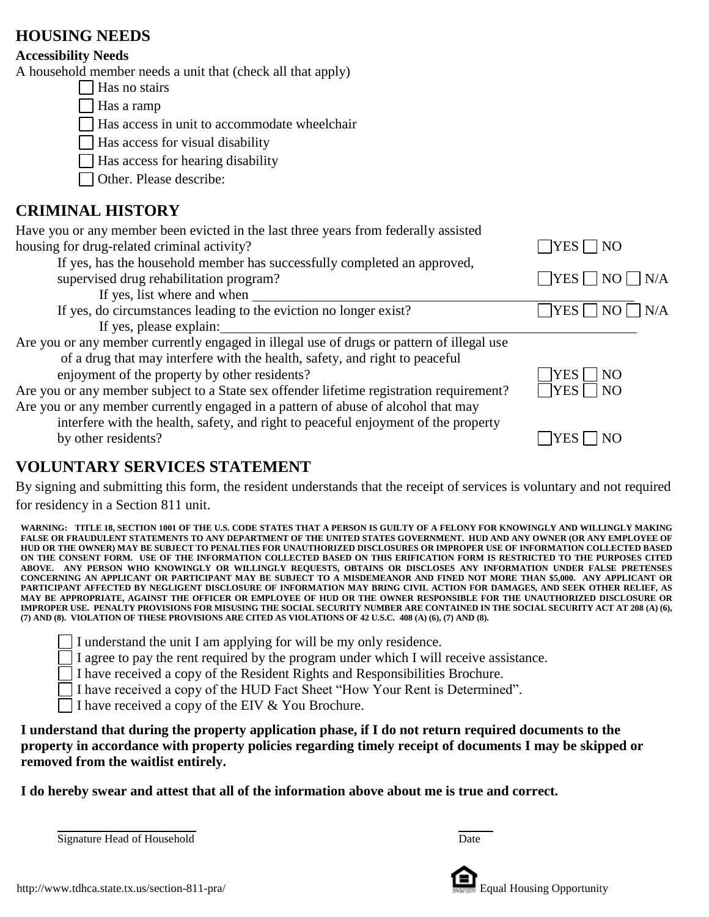## HOUSING NEEDS

**Accessibility Needs**

A household member needs a unit that (check all that apply)

- ☐ Has no stairs
- ☐ Has a ramp
- ☐ Has access in unit to accommodate wheelchair
- ☐ Has access for visual disability
- ☐ Has access for hearing disability
- ☐ Other. Please describe:

## CRIMINAL HISTORY

Have you or any member been evicted in the last three years from federally assisted housing for drug-related criminal activity? ☐ YES ☐ NO

If yes, has the household member has successfully completed an approved, supervised drug rehabilitation program? ☐ YES ☐ NO ☐ N/A

If yes, list where and when \_\_\_\_\_\_\_\_\_\_\_\_\_\_\_\_\_\_\_\_\_\_\_\_\_\_\_\_\_\_\_\_\_\_\_\_\_\_\_\_

If yes, do circumstances leading to the eviction no longer exist? ☐ YES ☐ NO ☐ N/A

If yes, please explain: \_\_\_\_\_\_\_\_\_\_\_\_\_\_\_\_\_\_\_\_\_\_\_\_\_\_\_\_\_\_\_\_\_\_\_\_\_\_\_\_

Are you or any member currently engaged in illegal use of drugs or pattern of illegal use of a drug that may interfere with the health, safety, and right to peaceful enjoyment of the property by other residents? ☐ YES ☐ NO

Are you or any member subject to a State sex offender lifetime registration requirement? ☐ YES ☐ NO

Are you or any member currently engaged in a pattern of abuse of alcohol that may interfere with the health, safety, and right to peaceful enjoyment of the property by other residents? ☐ YES ☐ NO

## VOLUNTARY SERVICES STATEMENT

By signing and submitting this form, the resident understands that the receipt of services is voluntary and not required for residency in a Section 811 unit.

**WARNING: TITLE 18, SECTION 1001 OF THE U.S. CODE STATES THAT A PERSON IS GUILTY OF A FELONY FOR KNOWINGLY AND WILLINGLY MAKING FALSE OR FRAUDULENT STATEMENTS TO ANY DEPARTMENT OF THE UNITED STATES GOVERNMENT. HUD AND ANY OWNER (OR ANY EMPLOYEE OF HUD OR THE OWNER) MAY BE SUBJECT TO PENALTIES FOR UNAUTHORIZED DISCLOSURES OR IMPROPER USE OF INFORMATION COLLECTED BASED ON THE CONSENT FORM. USE OF THE INFORMATION COLLECTED BASED ON THIS ERIFICATION FORM IS RESTRICTED TO THE PURPOSES CITED ABOVE. ANY PERSON WHO KNOWINGLY OR WILLINGLY REQUESTS, OBTAINS OR DISCLOSES ANY INFORMATION UNDER FALSE PRETENSES CONCERNING AN APPLICANT OR PARTICIPANT MAY BE SUBJECT TO A MISDEMEANOR AND FINED NOT MORE THAN $5,000. ANY APPLICANT OR PARTICIPANT AFFECTED BY NEGLIGENT DISCLOSURE OF INFORMATION MAY BRING CIVIL ACTION FOR DAMAGES, AND SEEK OTHER RELIEF, AS MAY BE APPROPRIATE, AGAINST THE OFFICER OR EMPLOYEE OF HUD OR THE OWNER RESPONSIBLE FOR THE UNAUTHORIZED DISCLOSURE OR IMPROPER USE. PENALTY PROVISIONS FOR MISUSING THE SOCIAL SECURITY NUMBER ARE CONTAINED IN THE SOCIAL SECURITY ACT AT 208 (A) (6), (7) AND (8). VIOLATION OF THESE PROVISIONS ARE CITED AS VIOLATIONS OF 42 U.S.C. 408 (A) (6), (7) AND (8).**

- ☐ I understand the unit I am applying for will be my only residence.
- ☐ I agree to pay the rent required by the program under which I will receive assistance.
- ☐ I have received a copy of the Resident Rights and Responsibilities Brochure.
- ☐ I have received a copy of the HUD Fact Sheet "How Your Rent is Determined".
- ☐ I have received a copy of the EIV & You Brochure.

**I understand that during the property application phase, if I do not return required documents to the property in accordance with property policies regarding timely receipt of documents I may be skipped or removed from the waitlist entirely.**

**I do hereby swear and attest that all of the information above about me is true and correct.**

\_\_\_\_\_\_\_\_\_\_\_\_\_\_\_\_\_\_\_\_\_\_\_\_ \_\_\_\_\_\_

Signature Head of Household Date

http://www.tdhca.state.tx.us/section-811-pra/

Equal Housing Opportunity